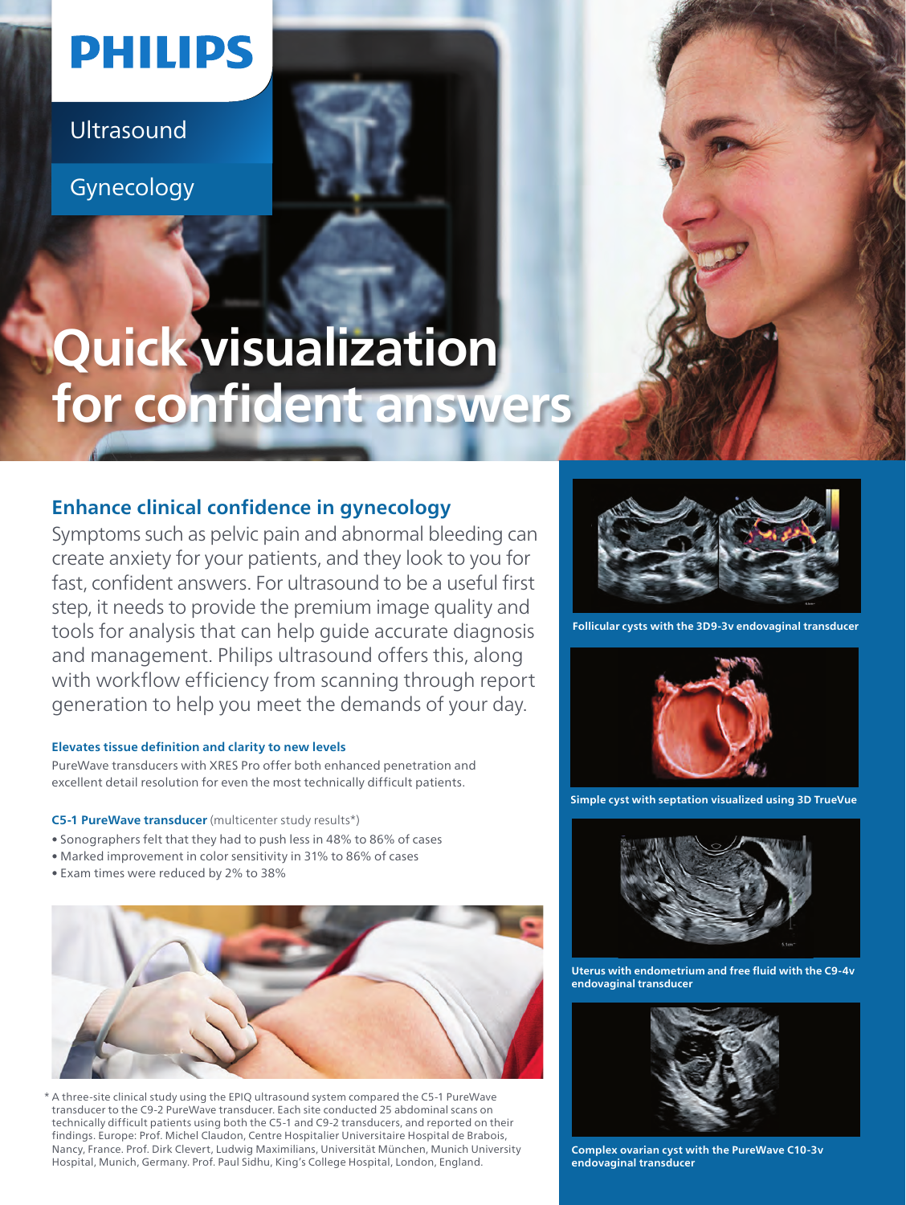PHILIPS

Ultrasound

Gynecology

# Quick visualization for confident answers

## Enhance clinical confidence in gynecology

Symptoms such as pelvic pain and abnormal bleeding can create anxiety for your patients, and they look to you for fast, confident answers. For ultrasound to be a useful first step, it needs to provide the premium image quality and tools for analysis that can help guide accurate diagnosis and management. Philips ultrasound offers this, along with workflow efficiency from scanning through report generation to help you meet the demands of your day.

### Elevates tissue definition and clarity to new levels

PureWave transducers with XRES Pro offer both enhanced penetration and excellent detail resolution for even the most technically difficult patients.

**C5-1 PureWave transducer** (multicenter study results*)

- Sonographers felt that they had to push less in 48% to 86% of cases
- Marked improvement in color sensitivity in 31% to 86% of cases
- Exam times were reduced by 2% to 38%

\* A three-site clinical study using the EPIQ ultrasound system compared the C5-1 PureWave transducer to the C9-2 PureWave transducer. Each site conducted 25 abdominal scans on technically difficult patients using both the C5-1 and C9-2 transducers, and reported on their findings. Europe: Prof. Michel Claudon, Centre Hospitalier Universitaire Hospital de Brabois, Nancy, France. Prof. Dirk Clevert, Ludwig Maximilians, Universität München, Munich University Hospital, Munich, Germany. Prof. Paul Sidhu, King's College Hospital, London, England.

**Follicular cysts with the 3D9-3v endovaginal transducer**

**Simple cyst with septation visualized using 3D TrueVue**

**Uterus with endometrium and free fluid with the C9-4v endovaginal transducer**

**Complex ovarian cyst with the PureWave C10-3v endovaginal transducer**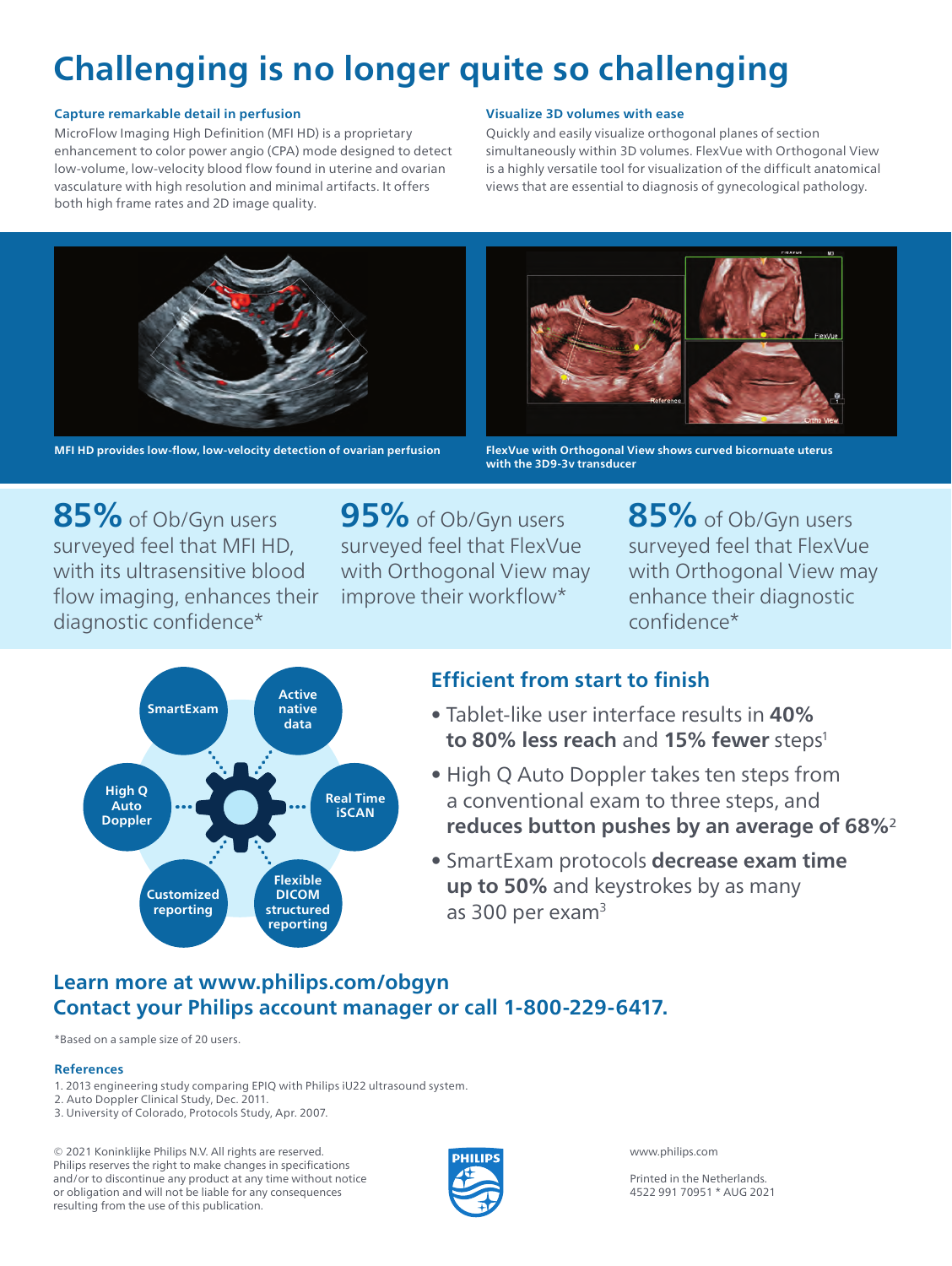# Challenging is no longer quite so challenging

### Capture remarkable detail in perfusion

MicroFlow Imaging High Definition (MFI HD) is a proprietary enhancement to color power angio (CPA) mode designed to detect low-volume, low-velocity blood flow found in uterine and ovarian vasculature with high resolution and minimal artifacts. It offers both high frame rates and 2D image quality.

### Visualize 3D volumes with ease

Quickly and easily visualize orthogonal planes of section simultaneously within 3D volumes. FlexVue with Orthogonal View is a highly versatile tool for visualization of the difficult anatomical views that are essential to diagnosis of gynecological pathology.

**MFI HD provides low-flow, low-velocity detection of ovarian perfusion**

**FlexVue with Orthogonal View shows curved bicornuate uterus with the 3D9-3v transducer**

**85%** of Ob/Gyn users surveyed feel that MFI HD, with its ultrasensitive blood flow imaging, enhances their diagnostic confidence*

**95%** of Ob/Gyn users surveyed feel that FlexVue with Orthogonal View may improve their workflow*

**85%** of Ob/Gyn users surveyed feel that FlexVue with Orthogonal View may enhance their diagnostic confidence*

SmartExam
Active native data
Real Time iSCAN
Flexible DICOM structured reporting
Customized reporting
High Q Auto Doppler

## Efficient from start to finish

- Tablet-like user interface results in **40% to 80% less reach** and **15% fewer** steps[1]
- High Q Auto Doppler takes ten steps from a conventional exam to three steps, and **reduces button pushes by an average of 68%**[2]
- SmartExam protocols **decrease exam time up to 50%** and keystrokes by as many as 300 per exam[3]

## Learn more at www.philips.com/obgyn
## Contact your Philips account manager or call 1-800-229-6417.

*Based on a sample size of 20 users.

### References

1. 2013 engineering study comparing EPIQ with Philips iU22 ultrasound system.
2. Auto Doppler Clinical Study, Dec. 2011.
3. University of Colorado, Protocols Study, Apr. 2007.

© 2021 Koninklijke Philips N.V. All rights are reserved. Philips reserves the right to make changes in specifications and/or to discontinue any product at any time without notice or obligation and will not be liable for any consequences resulting from the use of this publication.

www.philips.com

Printed in the Netherlands.
4522 991 70951 * AUG 2021